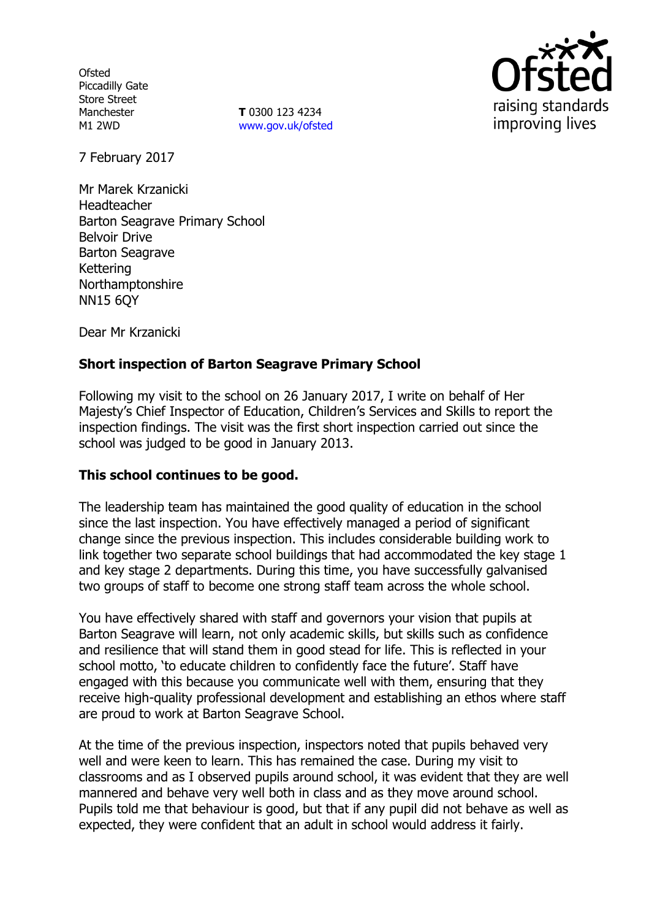Ofsted
Piccadilly Gate
Store Street
Manchester
M1 2WD

**T** 0300 123 4234
www.gov.uk/ofsted

7 February 2017

Mr Marek Krzanicki
Headteacher
Barton Seagrave Primary School
Belvoir Drive
Barton Seagrave
Kettering
Northamptonshire
NN15 6QY

Dear Mr Krzanicki

**Short inspection of Barton Seagrave Primary School**

Following my visit to the school on 26 January 2017, I write on behalf of Her Majesty's Chief Inspector of Education, Children's Services and Skills to report the inspection findings. The visit was the first short inspection carried out since the school was judged to be good in January 2013.

**This school continues to be good.**

The leadership team has maintained the good quality of education in the school since the last inspection. You have effectively managed a period of significant change since the previous inspection. This includes considerable building work to link together two separate school buildings that had accommodated the key stage 1 and key stage 2 departments. During this time, you have successfully galvanised two groups of staff to become one strong staff team across the whole school.

You have effectively shared with staff and governors your vision that pupils at Barton Seagrave will learn, not only academic skills, but skills such as confidence and resilience that will stand them in good stead for life. This is reflected in your school motto, 'to educate children to confidently face the future'. Staff have engaged with this because you communicate well with them, ensuring that they receive high-quality professional development and establishing an ethos where staff are proud to work at Barton Seagrave School.

At the time of the previous inspection, inspectors noted that pupils behaved very well and were keen to learn. This has remained the case. During my visit to classrooms and as I observed pupils around school, it was evident that they are well mannered and behave very well both in class and as they move around school. Pupils told me that behaviour is good, but that if any pupil did not behave as well as expected, they were confident that an adult in school would address it fairly.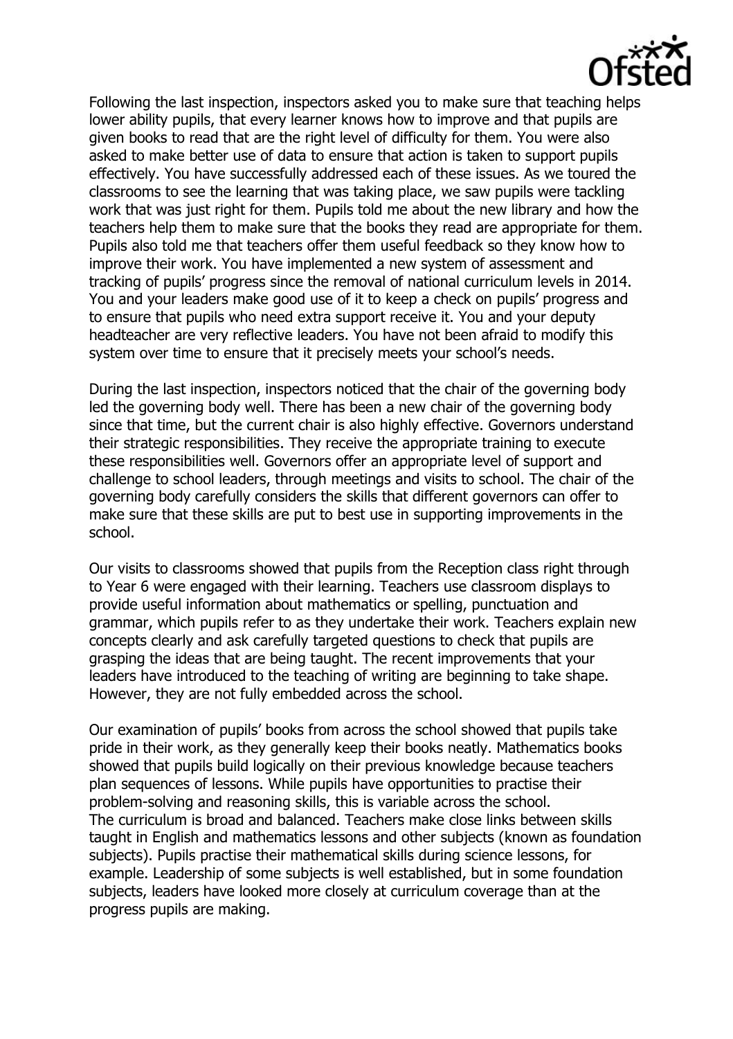Following the last inspection, inspectors asked you to make sure that teaching helps lower ability pupils, that every learner knows how to improve and that pupils are given books to read that are the right level of difficulty for them. You were also asked to make better use of data to ensure that action is taken to support pupils effectively. You have successfully addressed each of these issues. As we toured the classrooms to see the learning that was taking place, we saw pupils were tackling work that was just right for them. Pupils told me about the new library and how the teachers help them to make sure that the books they read are appropriate for them. Pupils also told me that teachers offer them useful feedback so they know how to improve their work. You have implemented a new system of assessment and tracking of pupils' progress since the removal of national curriculum levels in 2014. You and your leaders make good use of it to keep a check on pupils' progress and to ensure that pupils who need extra support receive it. You and your deputy headteacher are very reflective leaders. You have not been afraid to modify this system over time to ensure that it precisely meets your school's needs.

During the last inspection, inspectors noticed that the chair of the governing body led the governing body well. There has been a new chair of the governing body since that time, but the current chair is also highly effective. Governors understand their strategic responsibilities. They receive the appropriate training to execute these responsibilities well. Governors offer an appropriate level of support and challenge to school leaders, through meetings and visits to school. The chair of the governing body carefully considers the skills that different governors can offer to make sure that these skills are put to best use in supporting improvements in the school.

Our visits to classrooms showed that pupils from the Reception class right through to Year 6 were engaged with their learning. Teachers use classroom displays to provide useful information about mathematics or spelling, punctuation and grammar, which pupils refer to as they undertake their work. Teachers explain new concepts clearly and ask carefully targeted questions to check that pupils are grasping the ideas that are being taught. The recent improvements that your leaders have introduced to the teaching of writing are beginning to take shape. However, they are not fully embedded across the school.

Our examination of pupils' books from across the school showed that pupils take pride in their work, as they generally keep their books neatly. Mathematics books showed that pupils build logically on their previous knowledge because teachers plan sequences of lessons. While pupils have opportunities to practise their problem-solving and reasoning skills, this is variable across the school.
The curriculum is broad and balanced. Teachers make close links between skills taught in English and mathematics lessons and other subjects (known as foundation subjects). Pupils practise their mathematical skills during science lessons, for example. Leadership of some subjects is well established, but in some foundation subjects, leaders have looked more closely at curriculum coverage than at the progress pupils are making.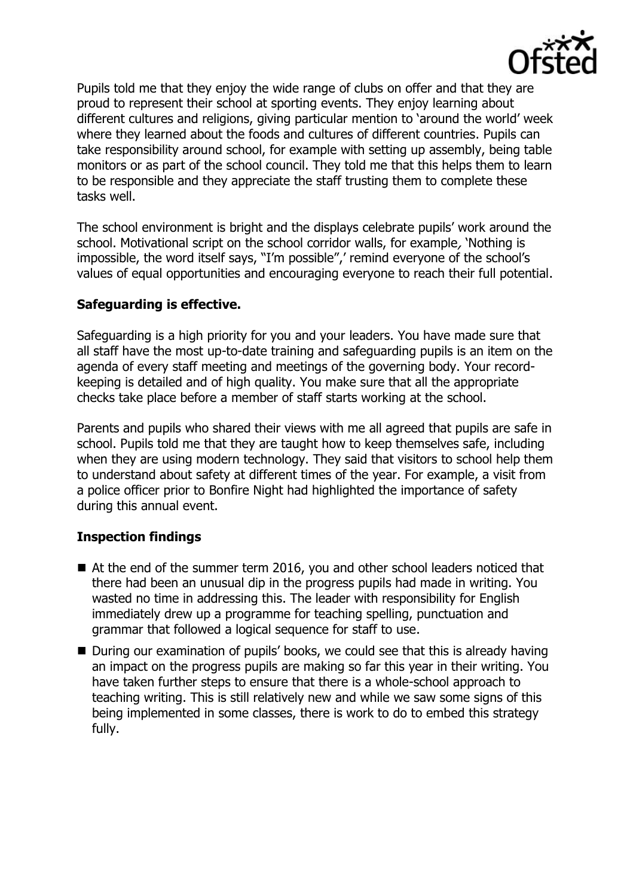Pupils told me that they enjoy the wide range of clubs on offer and that they are proud to represent their school at sporting events. They enjoy learning about different cultures and religions, giving particular mention to 'around the world' week where they learned about the foods and cultures of different countries. Pupils can take responsibility around school, for example with setting up assembly, being table monitors or as part of the school council. They told me that this helps them to learn to be responsible and they appreciate the staff trusting them to complete these tasks well.

The school environment is bright and the displays celebrate pupils' work around the school. Motivational script on the school corridor walls, for example, 'Nothing is impossible, the word itself says, "I'm possible",' remind everyone of the school's values of equal opportunities and encouraging everyone to reach their full potential.

## Safeguarding is effective.

Safeguarding is a high priority for you and your leaders. You have made sure that all staff have the most up-to-date training and safeguarding pupils is an item on the agenda of every staff meeting and meetings of the governing body. Your record-keeping is detailed and of high quality. You make sure that all the appropriate checks take place before a member of staff starts working at the school.

Parents and pupils who shared their views with me all agreed that pupils are safe in school. Pupils told me that they are taught how to keep themselves safe, including when they are using modern technology. They said that visitors to school help them to understand about safety at different times of the year. For example, a visit from a police officer prior to Bonfire Night had highlighted the importance of safety during this annual event.

## Inspection findings

- At the end of the summer term 2016, you and other school leaders noticed that there had been an unusual dip in the progress pupils had made in writing. You wasted no time in addressing this. The leader with responsibility for English immediately drew up a programme for teaching spelling, punctuation and grammar that followed a logical sequence for staff to use.
- During our examination of pupils' books, we could see that this is already having an impact on the progress pupils are making so far this year in their writing. You have taken further steps to ensure that there is a whole-school approach to teaching writing. This is still relatively new and while we saw some signs of this being implemented in some classes, there is work to do to embed this strategy fully.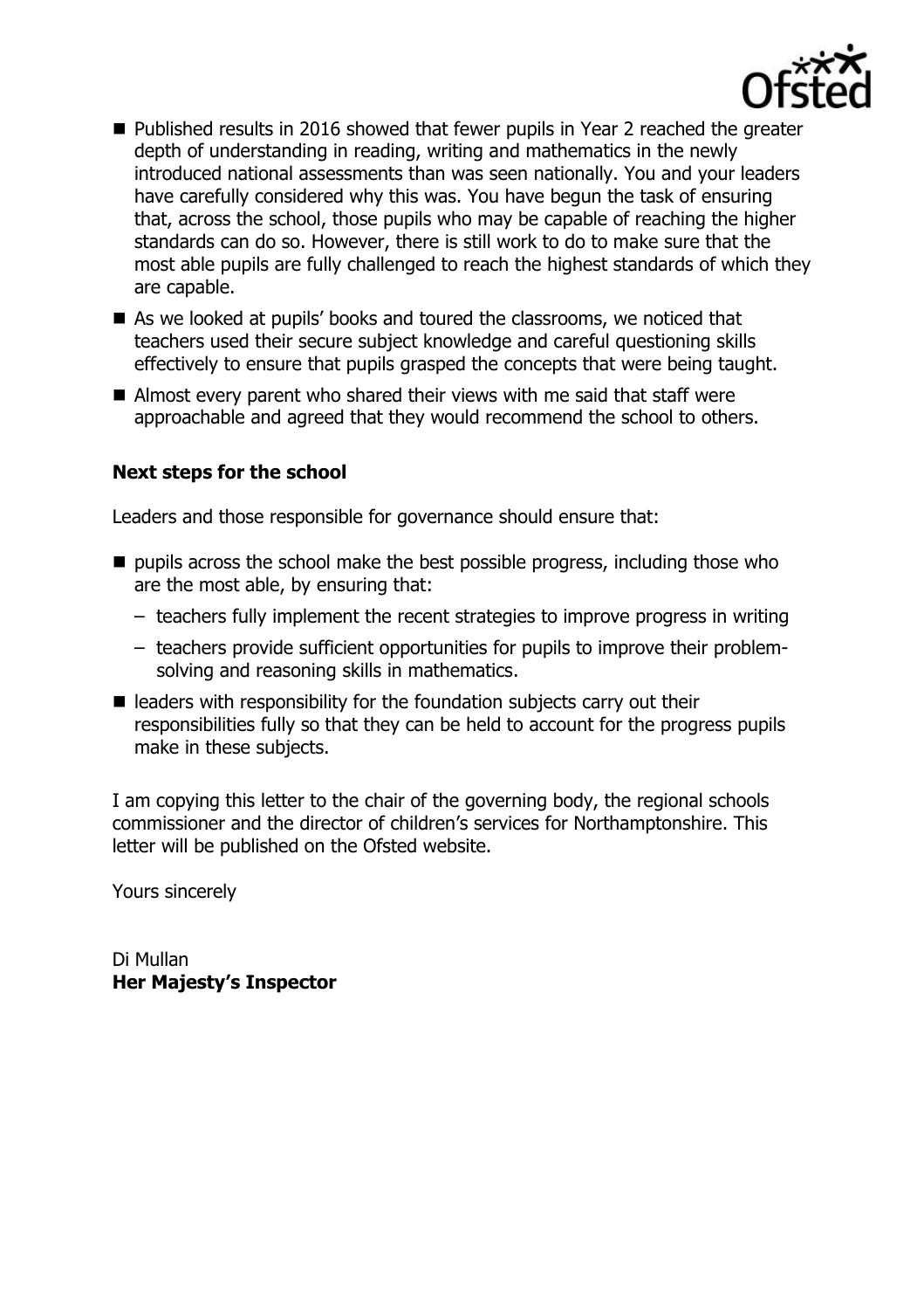- Published results in 2016 showed that fewer pupils in Year 2 reached the greater depth of understanding in reading, writing and mathematics in the newly introduced national assessments than was seen nationally. You and your leaders have carefully considered why this was. You have begun the task of ensuring that, across the school, those pupils who may be capable of reaching the higher standards can do so. However, there is still work to do to make sure that the most able pupils are fully challenged to reach the highest standards of which they are capable.
- As we looked at pupils' books and toured the classrooms, we noticed that teachers used their secure subject knowledge and careful questioning skills effectively to ensure that pupils grasped the concepts that were being taught.
- Almost every parent who shared their views with me said that staff were approachable and agreed that they would recommend the school to others.

### Next steps for the school

Leaders and those responsible for governance should ensure that:

- pupils across the school make the best possible progress, including those who are the most able, by ensuring that:
  - teachers fully implement the recent strategies to improve progress in writing
  - teachers provide sufficient opportunities for pupils to improve their problem-solving and reasoning skills in mathematics.
- leaders with responsibility for the foundation subjects carry out their responsibilities fully so that they can be held to account for the progress pupils make in these subjects.

I am copying this letter to the chair of the governing body, the regional schools commissioner and the director of children's services for Northamptonshire. This letter will be published on the Ofsted website.

Yours sincerely

Di Mullan
**Her Majesty's Inspector**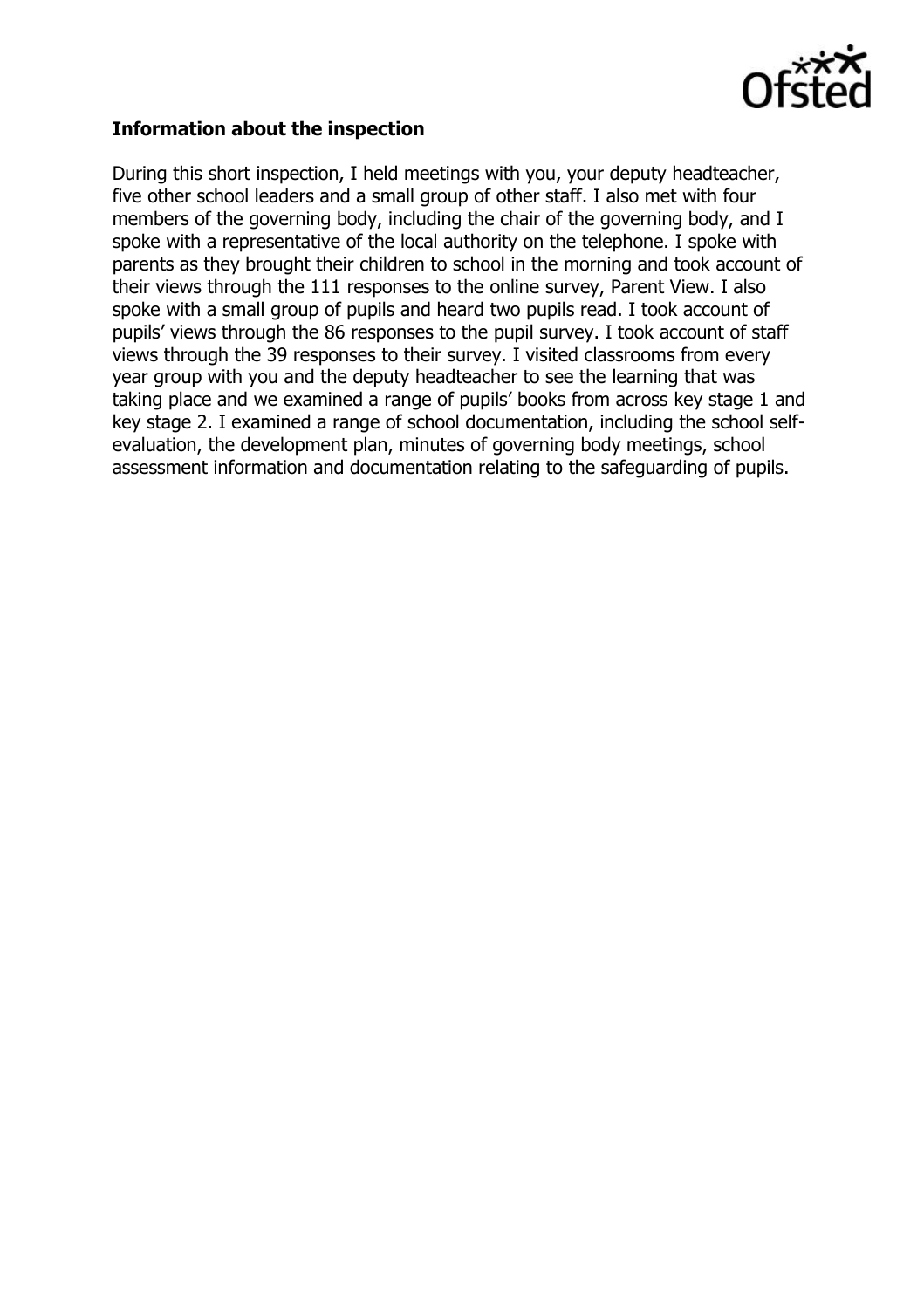**Information about the inspection**

During this short inspection, I held meetings with you, your deputy headteacher, five other school leaders and a small group of other staff. I also met with four members of the governing body, including the chair of the governing body, and I spoke with a representative of the local authority on the telephone. I spoke with parents as they brought their children to school in the morning and took account of their views through the 111 responses to the online survey, Parent View. I also spoke with a small group of pupils and heard two pupils read. I took account of pupils' views through the 86 responses to the pupil survey. I took account of staff views through the 39 responses to their survey. I visited classrooms from every year group with you and the deputy headteacher to see the learning that was taking place and we examined a range of pupils' books from across key stage 1 and key stage 2. I examined a range of school documentation, including the school self-evaluation, the development plan, minutes of governing body meetings, school assessment information and documentation relating to the safeguarding of pupils.